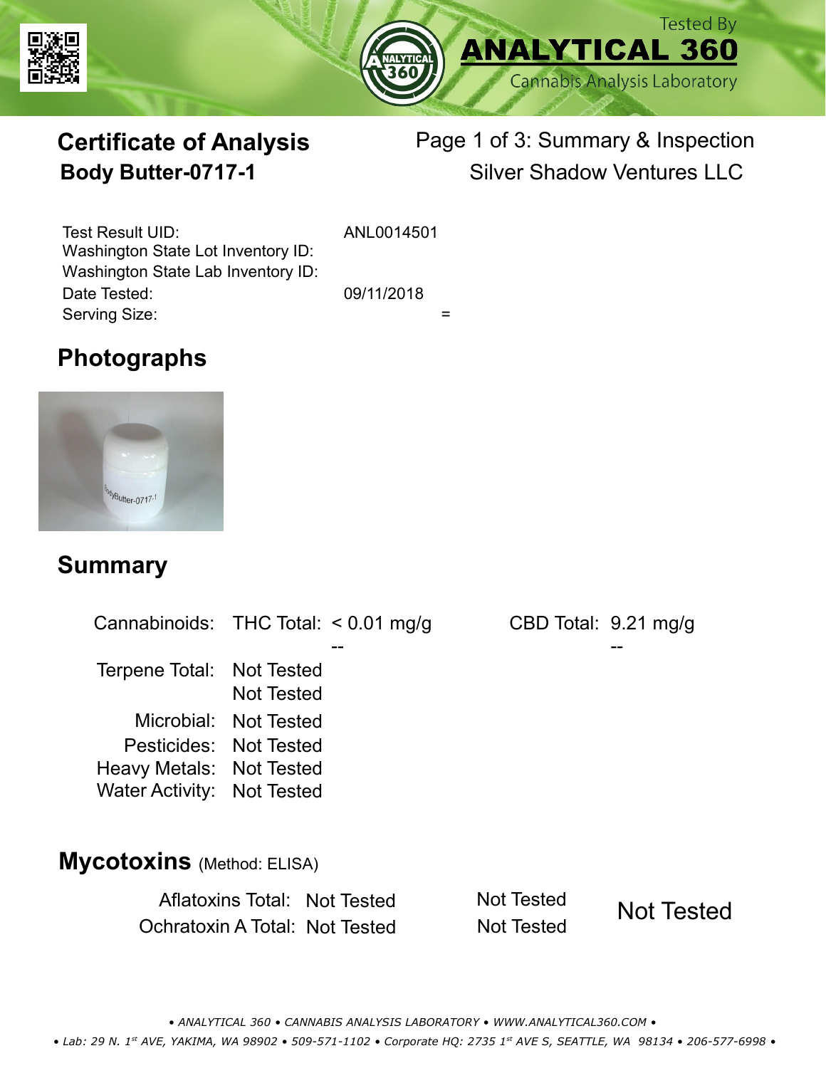Tested By
**ANALYTICAL 360**
Cannabis Analysis Laboratory

# Certificate of Analysis

## Body Butter-0717-1

Page 1 of 3: Summary & Inspection

Silver Shadow Ventures LLC

| | |
|---|---|
| Test Result UID: | ANL0014501 |
| Washington State Lot Inventory ID: | |
| Washington State Lab Inventory ID: | |
| Date Tested: | 09/11/2018 |
| Serving Size: | = |

## Photographs

## Summary

| | | | | |
|---|---|---|---|---|
| Cannabinoids: | THC Total: | < 0.01 mg/g | CBD Total: | 9.21 mg/g |
| | | -- | | -- |
| Terpene Total: | Not Tested | | | |
| | Not Tested | | | |
| Microbial: | Not Tested | | | |
| Pesticides: | Not Tested | | | |
| Heavy Metals: | Not Tested | | | |
| Water Activity: | Not Tested | | | |

## Mycotoxins (Method: ELISA)

| | | | |
|---|---|---|---|
| Aflatoxins Total: | Not Tested | Not Tested | Not Tested |
| Ochratoxin A Total: | Not Tested | Not Tested | |

• ANALYTICAL 360 • CANNABIS ANALYSIS LABORATORY • WWW.ANALYTICAL360.COM •

• Lab: 29 N. 1st AVE, YAKIMA, WA 98902 • 509-571-1102 • Corporate HQ: 2735 1st AVE S, SEATTLE, WA 98134 • 206-577-6998 •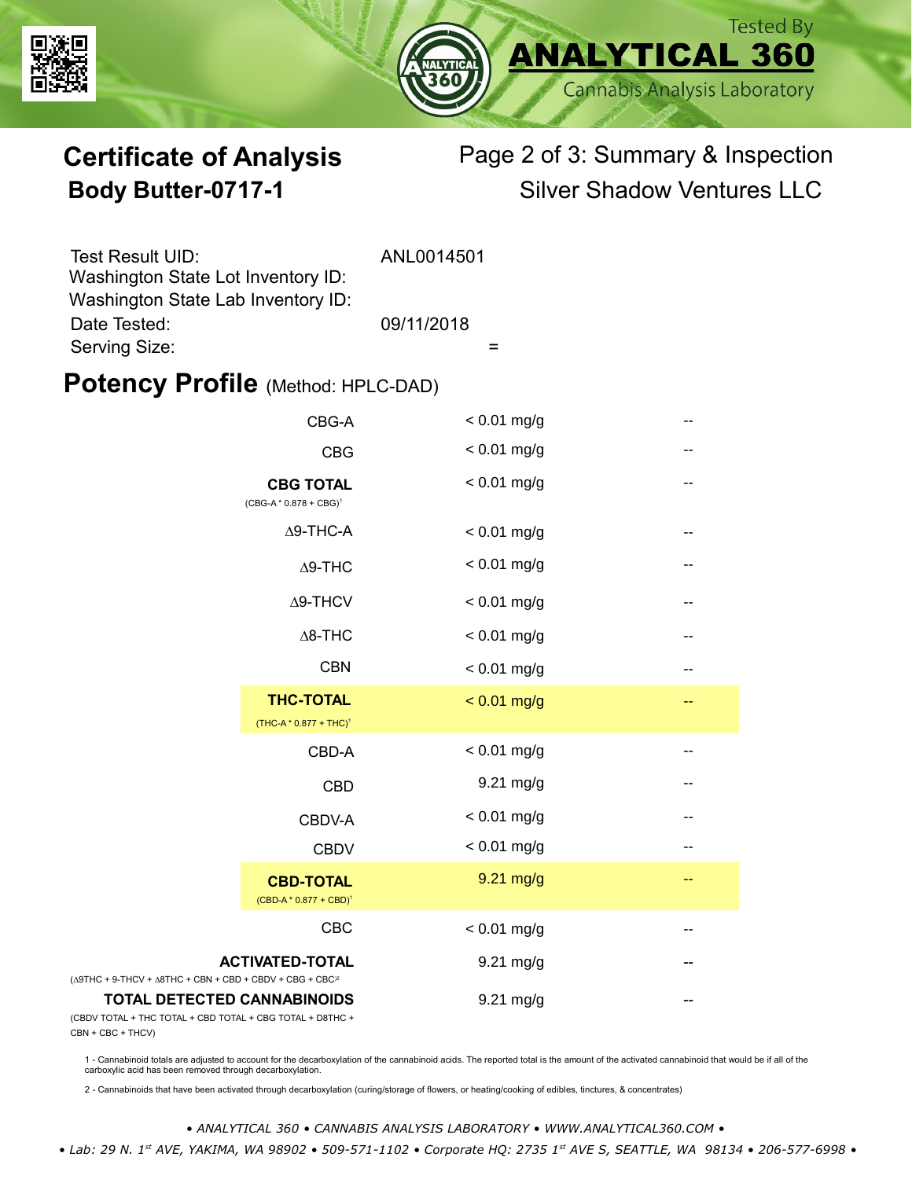Tested By **ANALYTICAL 360** Cannabis Analysis Laboratory

# Certificate of Analysis
## Body Butter-0717-1

Page 2 of 3: Summary & Inspection
Silver Shadow Ventures LLC

| | |
|---|---|
| Test Result UID: | ANL0014501 |
| Washington State Lot Inventory ID: | |
| Washington State Lab Inventory ID: | |
| Date Tested: | 09/11/2018 |
| Serving Size: | = |

## Potency Profile (Method: HPLC-DAD)

| Cannabinoid | Result | |
|---|---|---|
| CBG-A | < 0.01 mg/g | -- |
| CBG | < 0.01 mg/g | -- |
| **CBG TOTAL** (CBG-A * 0.878 + CBG)[1] | < 0.01 mg/g | -- |
| Δ9-THC-A | < 0.01 mg/g | -- |
| Δ9-THC | < 0.01 mg/g | -- |
| Δ9-THCV | < 0.01 mg/g | -- |
| Δ8-THC | < 0.01 mg/g | -- |
| CBN | < 0.01 mg/g | -- |
| **THC-TOTAL** (THC-A * 0.877 + THC)[1] | < 0.01 mg/g | -- |
| CBD-A | < 0.01 mg/g | -- |
| CBD | 9.21 mg/g | -- |
| CBDV-A | < 0.01 mg/g | -- |
| CBDV | < 0.01 mg/g | -- |
| **CBD-TOTAL** (CBD-A * 0.877 + CBD)[1] | 9.21 mg/g | -- |
| CBC | < 0.01 mg/g | -- |
| **ACTIVATED-TOTAL** (Δ9THC + 9-THCV + Δ8THC + CBN + CBD + CBDV + CBG + CBC[2] | 9.21 mg/g | -- |
| **TOTAL DETECTED CANNABINOIDS** (CBDV TOTAL + THC TOTAL + CBD TOTAL + CBG TOTAL + D8THC + CBN + CBC + THCV) | 9.21 mg/g | -- |

1 - Cannabinoid totals are adjusted to account for the decarboxylation of the cannabinoid acids. The reported total is the amount of the activated cannabinoid that would be if all of the carboxylic acid has been removed through decarboxylation.

2 - Cannabinoids that have been activated through decarboxylation (curing/storage of flowers, or heating/cooking of edibles, tinctures, & concentrates)

*• ANALYTICAL 360 • CANNABIS ANALYSIS LABORATORY • WWW.ANALYTICAL360.COM •*

*• Lab: 29 N. 1st AVE, YAKIMA, WA 98902 • 509-571-1102 • Corporate HQ: 2735 1st AVE S, SEATTLE, WA 98134 • 206-577-6998 •*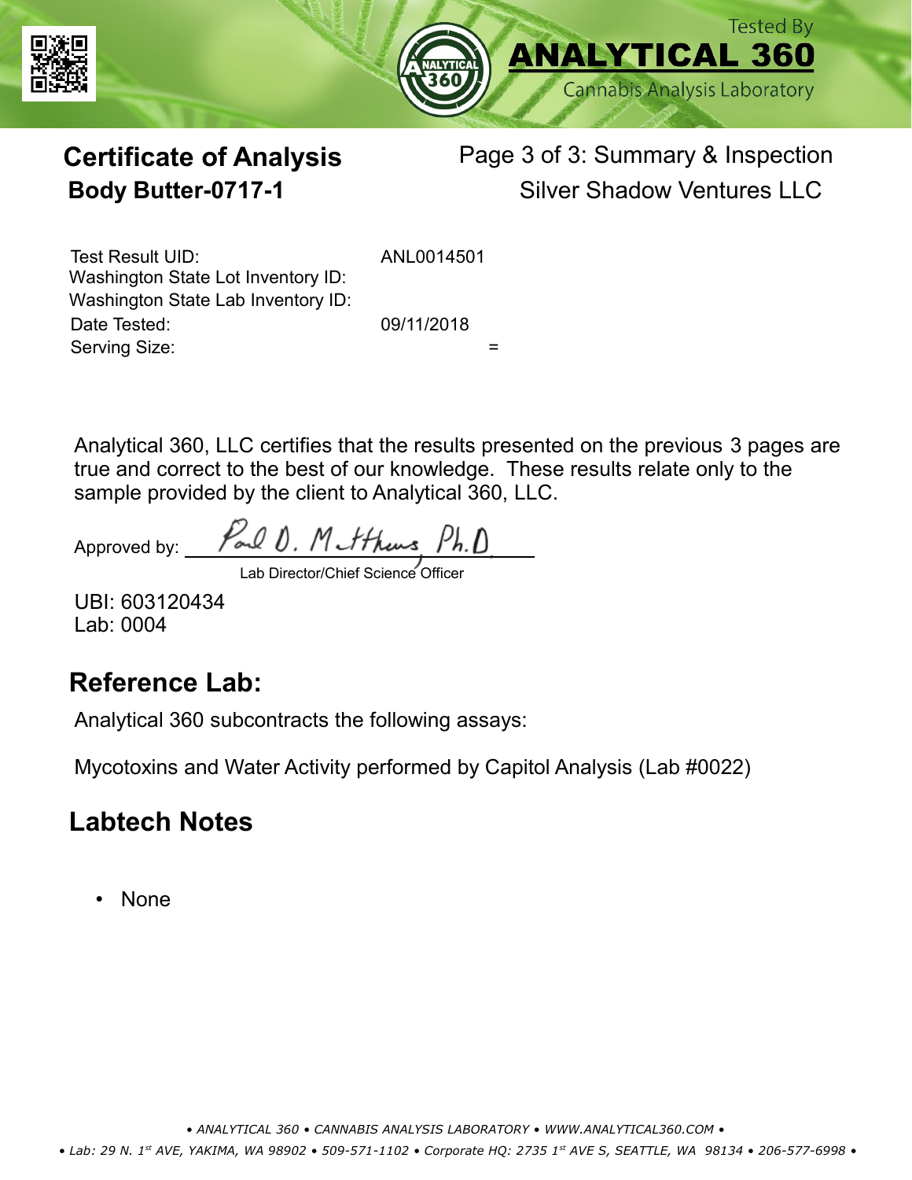Tested By
**ANALYTICAL 360**
Cannabis Analysis Laboratory

# Certificate of Analysis

**Body Butter-0717-1**

Page 3 of 3: Summary & Inspection

Silver Shadow Ventures LLC

| | |
|---|---|
| Test Result UID: | ANL0014501 |
| Washington State Lot Inventory ID: | |
| Washington State Lab Inventory ID: | |
| Date Tested: | 09/11/2018 |
| Serving Size: | = |

Analytical 360, LLC certifies that the results presented on the previous 3 pages are true and correct to the best of our knowledge. These results relate only to the sample provided by the client to Analytical 360, LLC.

Approved by: Paul D. Matthews, Ph.D

Lab Director/Chief Science Officer

UBI: 603120434
Lab: 0004

## Reference Lab:

Analytical 360 subcontracts the following assays:

Mycotoxins and Water Activity performed by Capitol Analysis (Lab #0022)

## Labtech Notes

- None

*• ANALYTICAL 360 • CANNABIS ANALYSIS LABORATORY • WWW.ANALYTICAL360.COM •*

*• Lab: 29 N. 1st AVE, YAKIMA, WA 98902 • 509-571-1102 • Corporate HQ: 2735 1st AVE S, SEATTLE, WA 98134 • 206-577-6998 •*